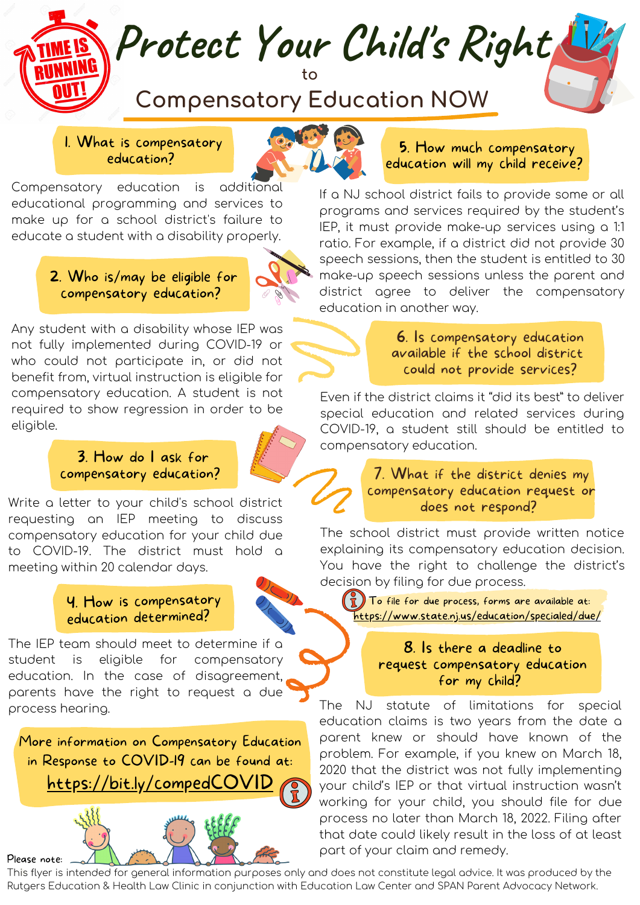TIME IS RUNNING OUT!

# Protect Your Child's Right to Compensatory Education NOW

## 1. What is compensatory education?

Compensatory education is additional educational programming and services to make up for a school district's failure to educate a student with a disability properly.

## 2. Who is/may be eligible for compensatory education?

Any student with a disability whose IEP was not fully implemented during COVID-19 or who could not participate in, or did not benefit from, virtual instruction is eligible for compensatory education. A student is not required to show regression in order to be eligible.

## 3. How do I ask for compensatory education?

Write a letter to your child's school district requesting an IEP meeting to discuss compensatory education for your child due to COVID-19. The district must hold a meeting within 20 calendar days.

## 4. How is compensatory education determined?

The IEP team should meet to determine if a student is eligible for compensatory education. In the case of disagreement, parents have the right to request a due process hearing.

**More information on Compensatory Education in Response to COVID-19 can be found at:**
**https://bit.ly/compedCOVID**

## 5. How much compensatory education will my child receive?

If a NJ school district fails to provide some or all programs and services required by the student's IEP, it must provide make-up services using a 1:1 ratio. For example, if a district did not provide 30 speech sessions, then the student is entitled to 30 make-up speech sessions unless the parent and district agree to deliver the compensatory education in another way.

## 6. Is compensatory education available if the school district could not provide services?

Even if the district claims it "did its best" to deliver special education and related services during COVID-19, a student still should be entitled to compensatory education.

## 7. What if the district denies my compensatory education request or does not respond?

The school district must provide written notice explaining its compensatory education decision. You have the right to challenge the district's decision by filing for due process.

To file for due process, forms are available at: https://www.state.nj.us/education/specialed/due/

## 8. Is there a deadline to request compensatory education for my child?

The NJ statute of limitations for special education claims is two years from the date a parent knew or should have known of the problem. For example, if you knew on March 18, 2020 that the district was not fully implementing your child's IEP or that virtual instruction wasn't working for your child, you should file for due process no later than March 18, 2022. Filing after that date could likely result in the loss of at least part of your claim and remedy.

Please note:
This flyer is intended for general information purposes only and does not constitute legal advice. It was produced by the Rutgers Education & Health Law Clinic in conjunction with Education Law Center and SPAN Parent Advocacy Network.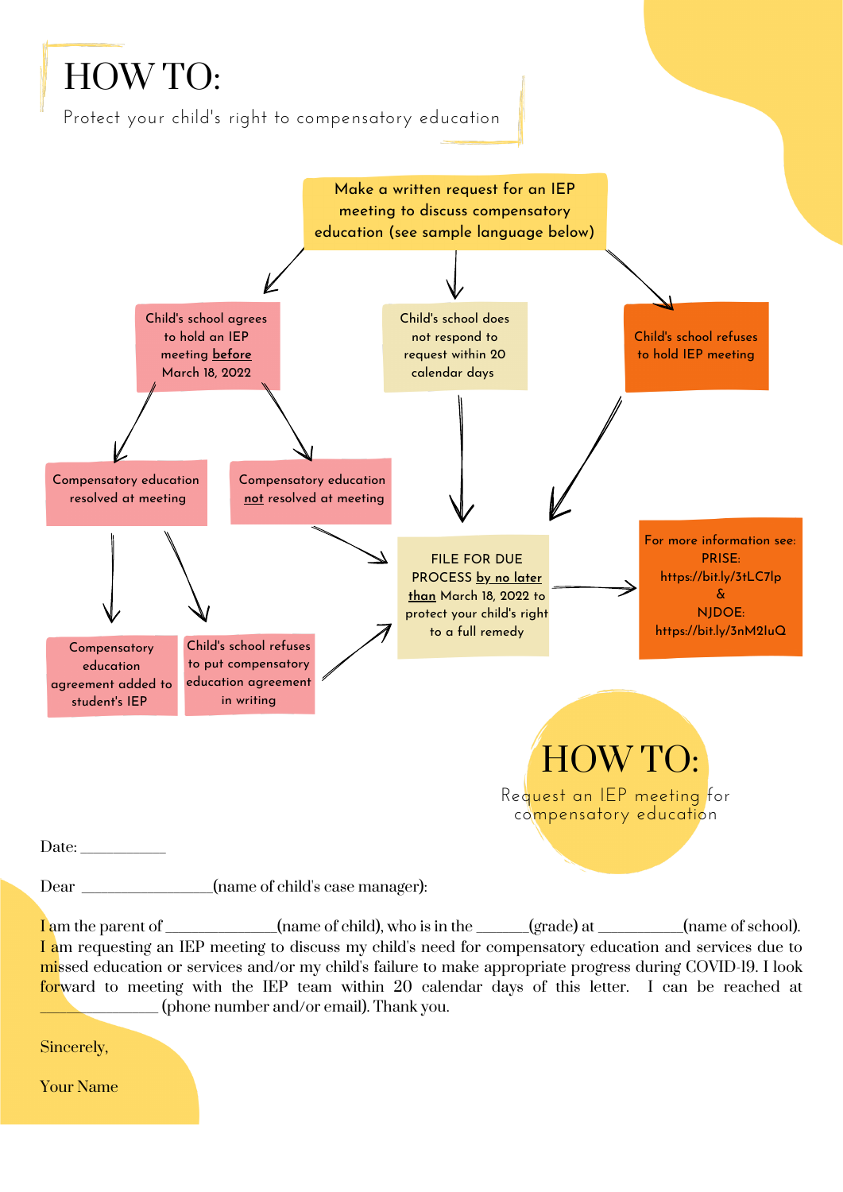# HOW TO:

Protect your child's right to compensatory education

Make a written request for an IEP meeting to discuss compensatory education (see sample language below)

Child's school agrees to hold an IEP meeting **before** March 18, 2022

Child's school does not respond to request within 20 calendar days

Child's school refuses to hold IEP meeting

Compensatory education resolved at meeting

Compensatory education **not** resolved at meeting

Compensatory education agreement added to student's IEP

Child's school refuses to put compensatory education agreement in writing

FILE FOR DUE PROCESS **by no later than** March 18, 2022 to protect your child's right to a full remedy

For more information see:
PRISE:
https://bit.ly/3tLC7lp
&
NJDOE:
https://bit.ly/3nM2luQ

# HOW TO:

Request an IEP meeting for compensatory education

Date: ___________

Dear ________________(name of child's case manager):

I am the parent of _____________(name of child), who is in the ______(grade) at __________(name of school). I am requesting an IEP meeting to discuss my child's need for compensatory education and services due to missed education or services and/or my child's failure to make appropriate progress during COVID-19. I look forward to meeting with the IEP team within 20 calendar days of this letter. I can be reached at _______________ (phone number and/or email). Thank you.

Sincerely,

Your Name